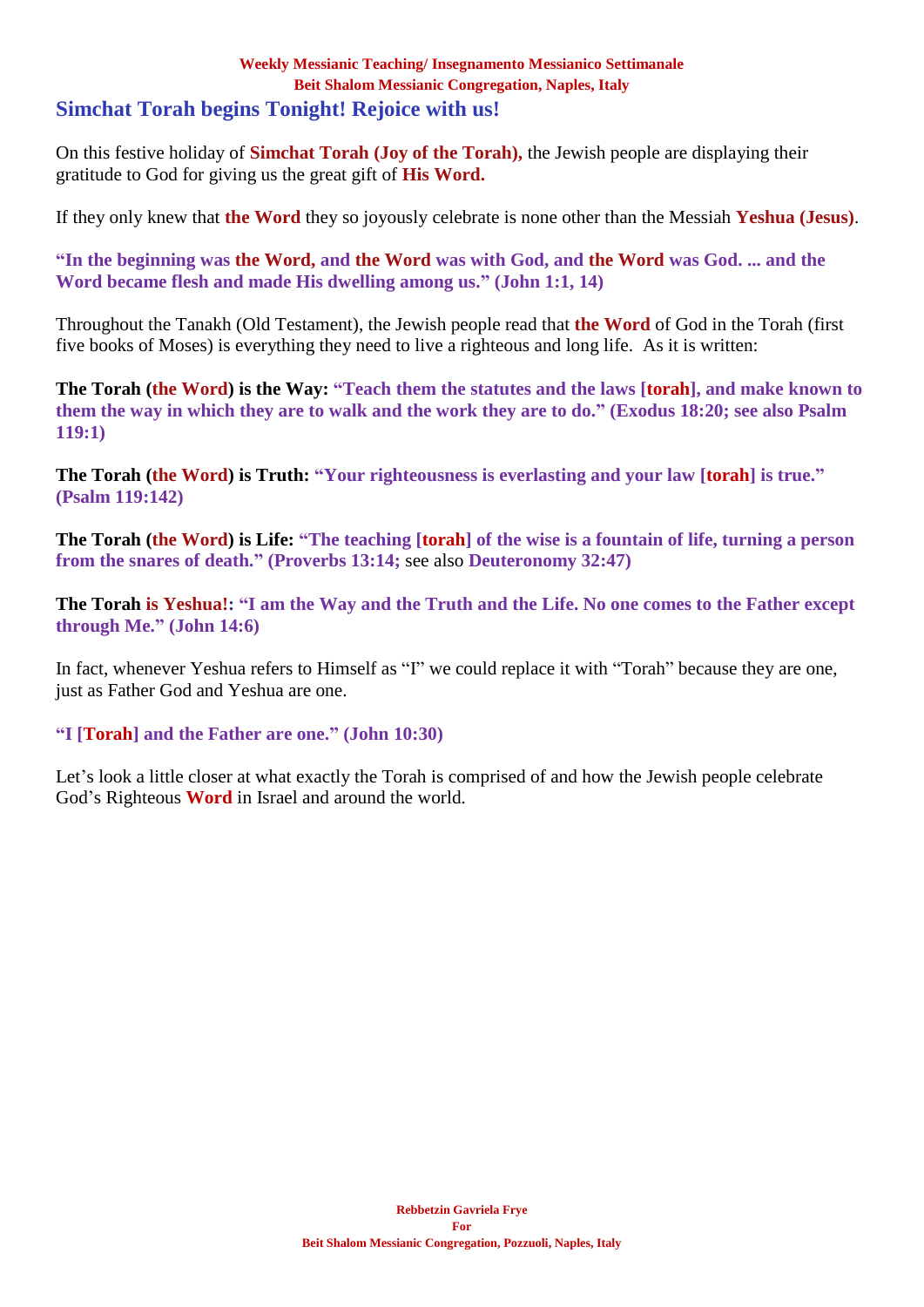# Simchat Torah begins Tonight! Rejoice with us!

On this festive holiday of **Simchat Torah (Joy of the Torah),** the Jewish people are displaying their gratitude to God for giving us the great gift of **His Word.**

If they only knew that **the Word** they so joyously celebrate is none other than the Messiah **Yeshua (Jesus)**.

**"In the beginning was the Word, and the Word was with God, and the Word was God. ... and the Word became flesh and made His dwelling among us." (John 1:1, 14)**

Throughout the Tanakh (Old Testament), the Jewish people read that **the Word** of God in the Torah (first five books of Moses) is everything they need to live a righteous and long life. As it is written:

**The Torah (the Word) is the Way: "Teach them the statutes and the laws [torah], and make known to them the way in which they are to walk and the work they are to do." (Exodus 18:20; see also Psalm 119:1)**

**The Torah (the Word) is Truth: "Your righteousness is everlasting and your law [torah] is true." (Psalm 119:142)**

**The Torah (the Word) is Life: "The teaching [torah] of the wise is a fountain of life, turning a person from the snares of death." (Proverbs 13:14;** see also **Deuteronomy 32:47)**

**The Torah is Yeshua!: "I am the Way and the Truth and the Life. No one comes to the Father except through Me." (John 14:6)**

In fact, whenever Yeshua refers to Himself as "I" we could replace it with "Torah" because they are one, just as Father God and Yeshua are one.

**"I [Torah] and the Father are one." (John 10:30)**

Let's look a little closer at what exactly the Torah is comprised of and how the Jewish people celebrate God's Righteous **Word** in Israel and around the world.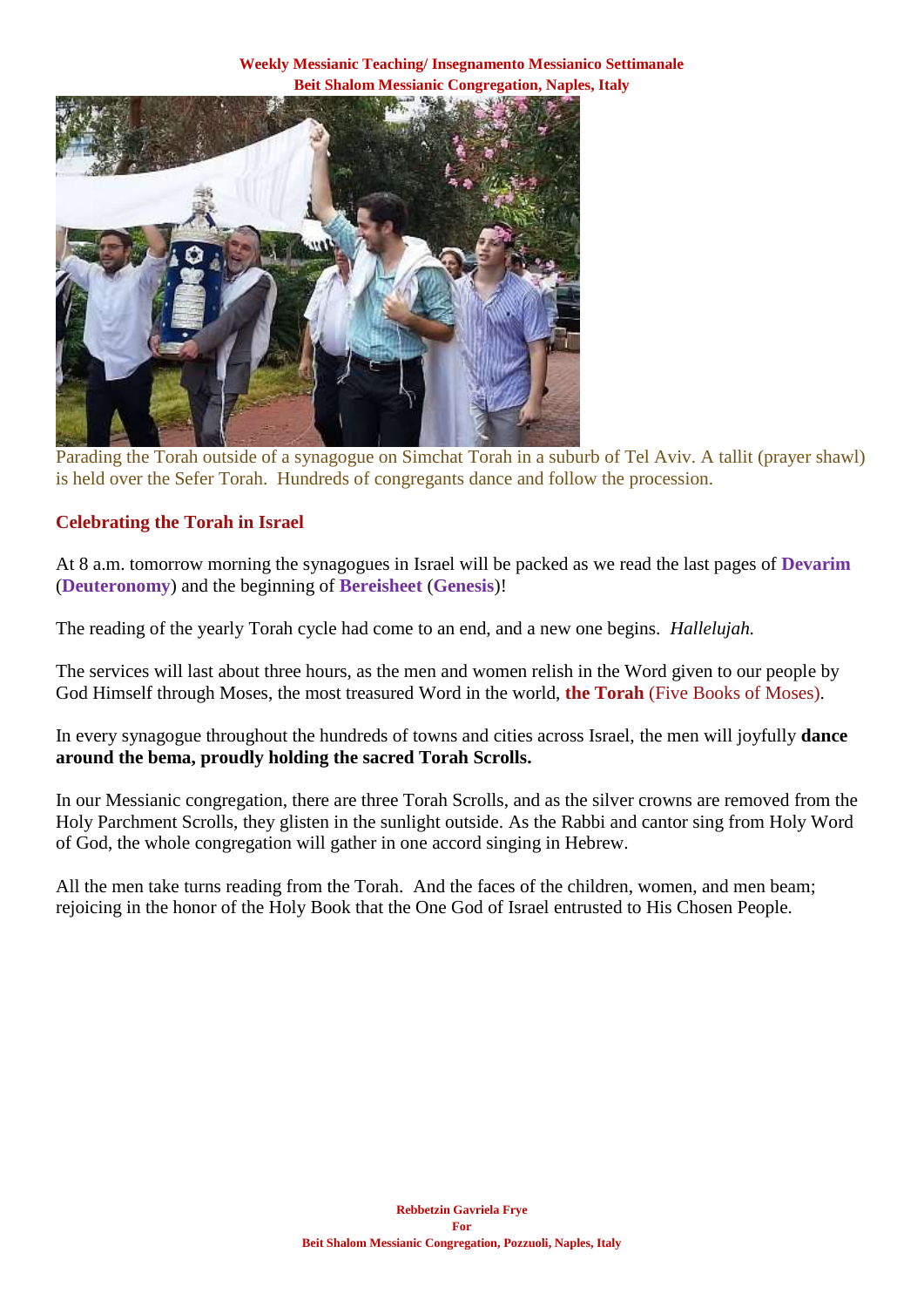Parading the Torah outside of a synagogue on Simchat Torah in a suburb of Tel Aviv. A tallit (prayer shawl) is held over the Sefer Torah. Hundreds of congregants dance and follow the procession.

## Celebrating the Torah in Israel

At 8 a.m. tomorrow morning the synagogues in Israel will be packed as we read the last pages of **Devarim** (**Deuteronomy**) and the beginning of **Bereisheet** (**Genesis**)!

The reading of the yearly Torah cycle had come to an end, and a new one begins. *Hallelujah.*

The services will last about three hours, as the men and women relish in the Word given to our people by God Himself through Moses, the most treasured Word in the world, **the Torah** (Five Books of Moses).

In every synagogue throughout the hundreds of towns and cities across Israel, the men will joyfully **dance around the bema, proudly holding the sacred Torah Scrolls.**

In our Messianic congregation, there are three Torah Scrolls, and as the silver crowns are removed from the Holy Parchment Scrolls, they glisten in the sunlight outside. As the Rabbi and cantor sing from Holy Word of God, the whole congregation will gather in one accord singing in Hebrew.

All the men take turns reading from the Torah. And the faces of the children, women, and men beam; rejoicing in the honor of the Holy Book that the One God of Israel entrusted to His Chosen People.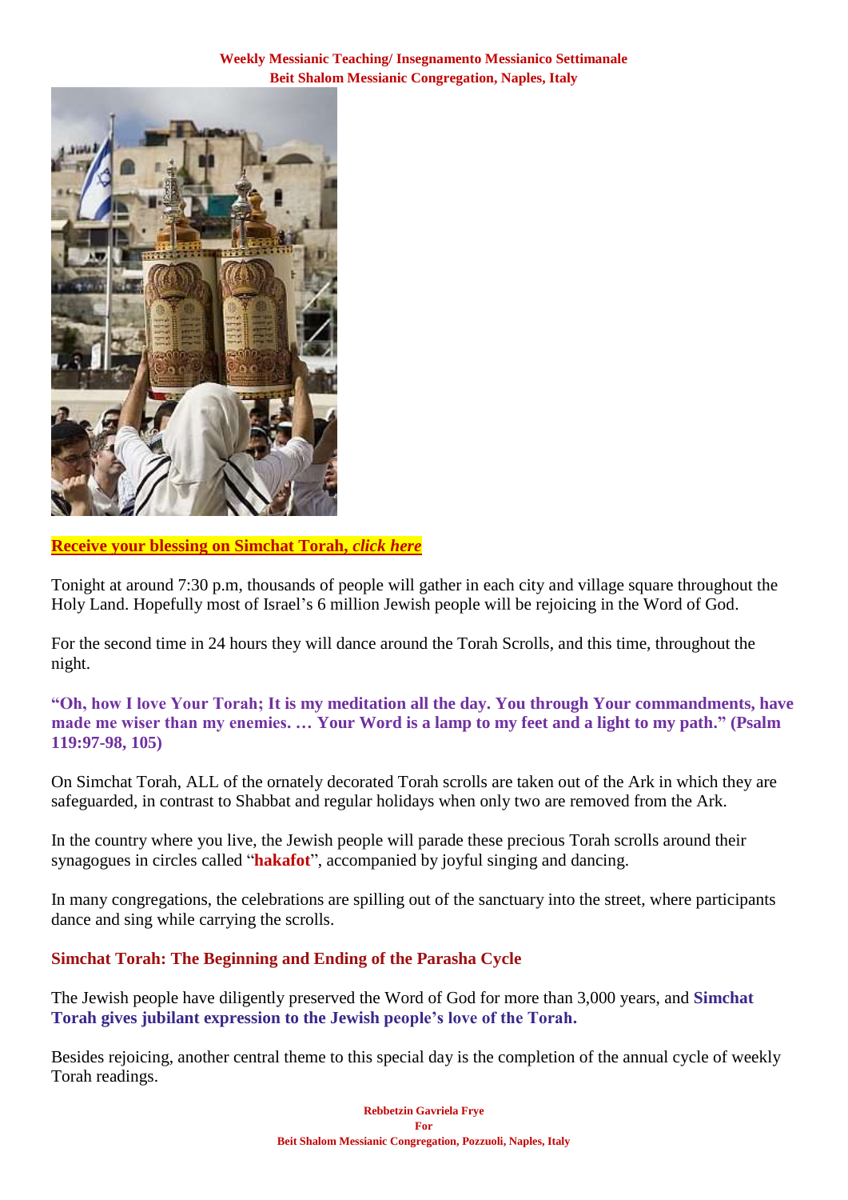**Receive your blessing on Simchat Torah, *click here***

Tonight at around 7:30 p.m, thousands of people will gather in each city and village square throughout the Holy Land. Hopefully most of Israel's 6 million Jewish people will be rejoicing in the Word of God.

For the second time in 24 hours they will dance around the Torah Scrolls, and this time, throughout the night.

**"Oh, how I love Your Torah; It is my meditation all the day. You through Your commandments, have made me wiser than my enemies. … Your Word is a lamp to my feet and a light to my path." (Psalm 119:97-98, 105)**

On Simchat Torah, ALL of the ornately decorated Torah scrolls are taken out of the Ark in which they are safeguarded, in contrast to Shabbat and regular holidays when only two are removed from the Ark.

In the country where you live, the Jewish people will parade these precious Torah scrolls around their synagogues in circles called "**hakafot**", accompanied by joyful singing and dancing.

In many congregations, the celebrations are spilling out of the sanctuary into the street, where participants dance and sing while carrying the scrolls.

### Simchat Torah: The Beginning and Ending of the Parasha Cycle

The Jewish people have diligently preserved the Word of God for more than 3,000 years, and **Simchat Torah gives jubilant expression to the Jewish people's love of the Torah.**

Besides rejoicing, another central theme to this special day is the completion of the annual cycle of weekly Torah readings.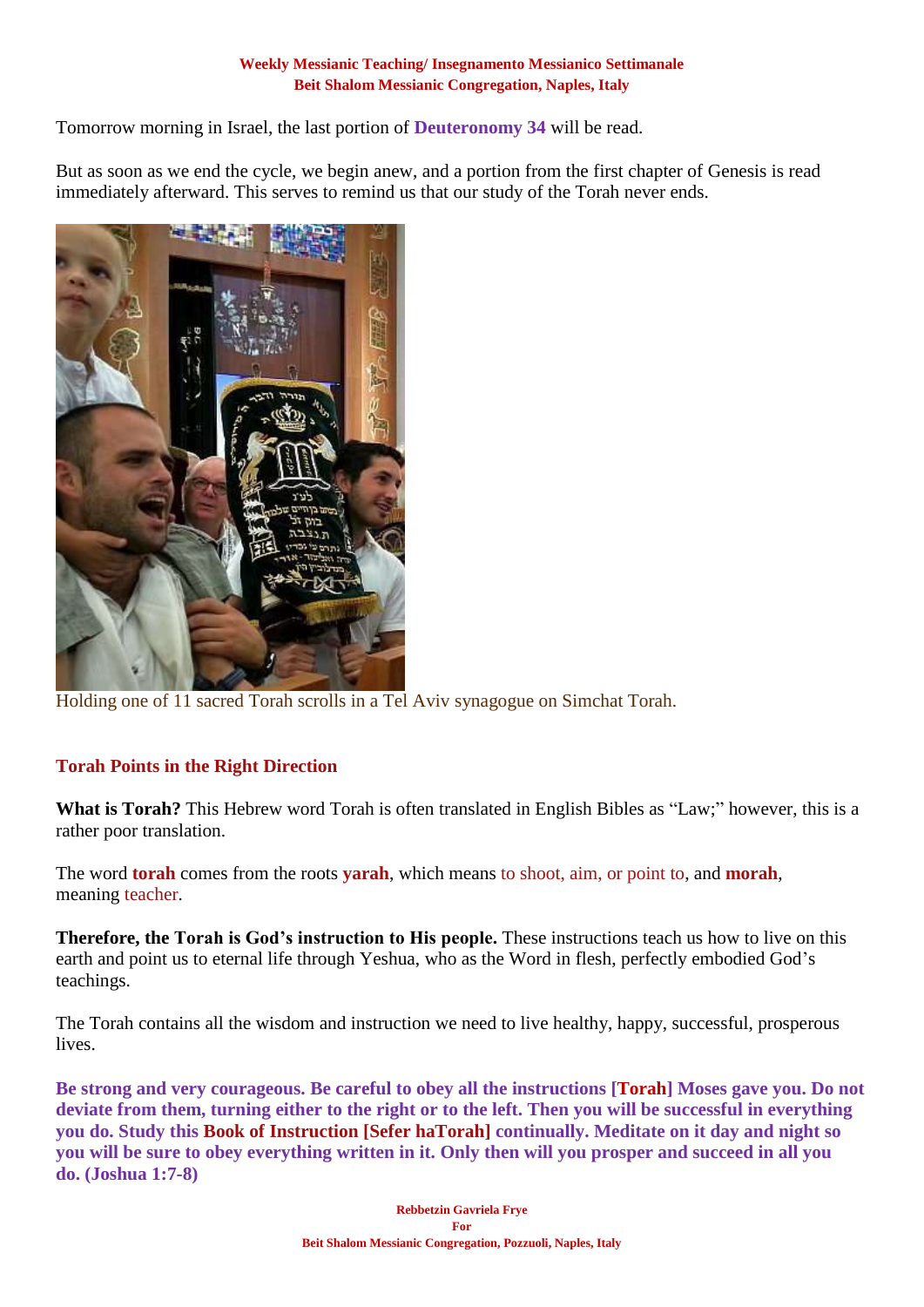**Weekly Messianic Teaching/ Insegnamento Messianico Settimanale**
**Beit Shalom Messianic Congregation, Naples, Italy**

Tomorrow morning in Israel, the last portion of **Deuteronomy 34** will be read.

But as soon as we end the cycle, we begin anew, and a portion from the first chapter of Genesis is read immediately afterward. This serves to remind us that our study of the Torah never ends.

Holding one of 11 sacred Torah scrolls in a Tel Aviv synagogue on Simchat Torah.

## Torah Points in the Right Direction

**What is Torah?** This Hebrew word Torah is often translated in English Bibles as "Law;" however, this is a rather poor translation.

The word **torah** comes from the roots **yarah**, which means to shoot, aim, or point to, and **morah**, meaning teacher.

**Therefore, the Torah is God's instruction to His people.** These instructions teach us how to live on this earth and point us to eternal life through Yeshua, who as the Word in flesh, perfectly embodied God's teachings.

The Torah contains all the wisdom and instruction we need to live healthy, happy, successful, prosperous lives.

**Be strong and very courageous. Be careful to obey all the instructions [Torah] Moses gave you. Do not deviate from them, turning either to the right or to the left. Then you will be successful in everything you do. Study this Book of Instruction [Sefer haTorah] continually. Meditate on it day and night so you will be sure to obey everything written in it. Only then will you prosper and succeed in all you do. (Joshua 1:7-8)**

**Rebbetzin Gavriela Frye**
**For**
**Beit Shalom Messianic Congregation, Pozzuoli, Naples, Italy**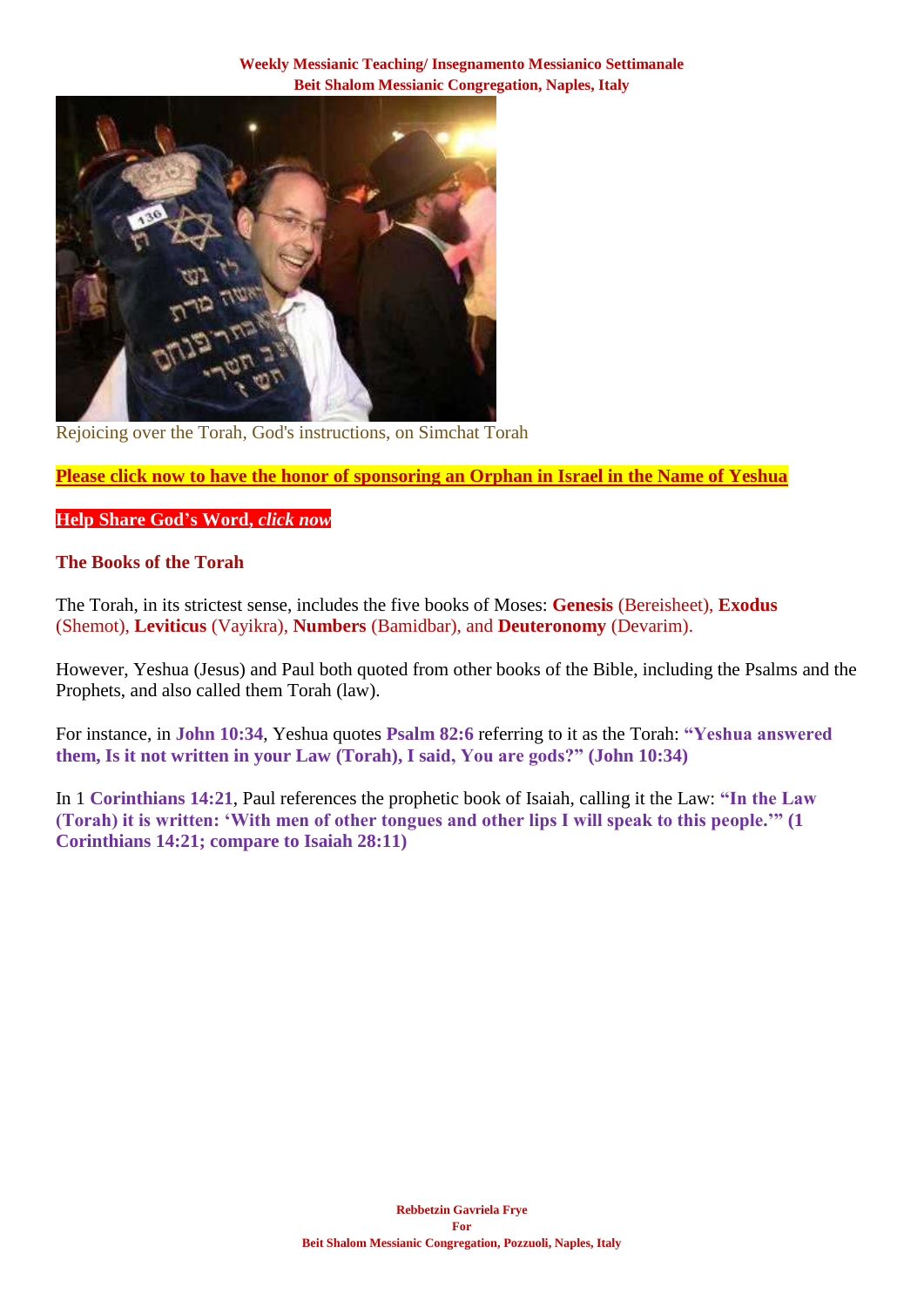Rejoicing over the Torah, God's instructions, on Simchat Torah

**Please click now to have the honor of sponsoring an Orphan in Israel in the Name of Yeshua**

**Help Share God's Word, *click now***

**The Books of the Torah**

The Torah, in its strictest sense, includes the five books of Moses: **Genesis** (Bereisheet), **Exodus** (Shemot), **Leviticus** (Vayikra), **Numbers** (Bamidbar), and **Deuteronomy** (Devarim).

However, Yeshua (Jesus) and Paul both quoted from other books of the Bible, including the Psalms and the Prophets, and also called them Torah (law).

For instance, in **John 10:34**, Yeshua quotes **Psalm 82:6** referring to it as the Torah: **"Yeshua answered them, Is it not written in your Law (Torah), I said, You are gods?" (John 10:34)**

In 1 **Corinthians 14:21**, Paul references the prophetic book of Isaiah, calling it the Law: **"In the Law (Torah) it is written: 'With men of other tongues and other lips I will speak to this people.'" (1 Corinthians 14:21; compare to Isaiah 28:11)**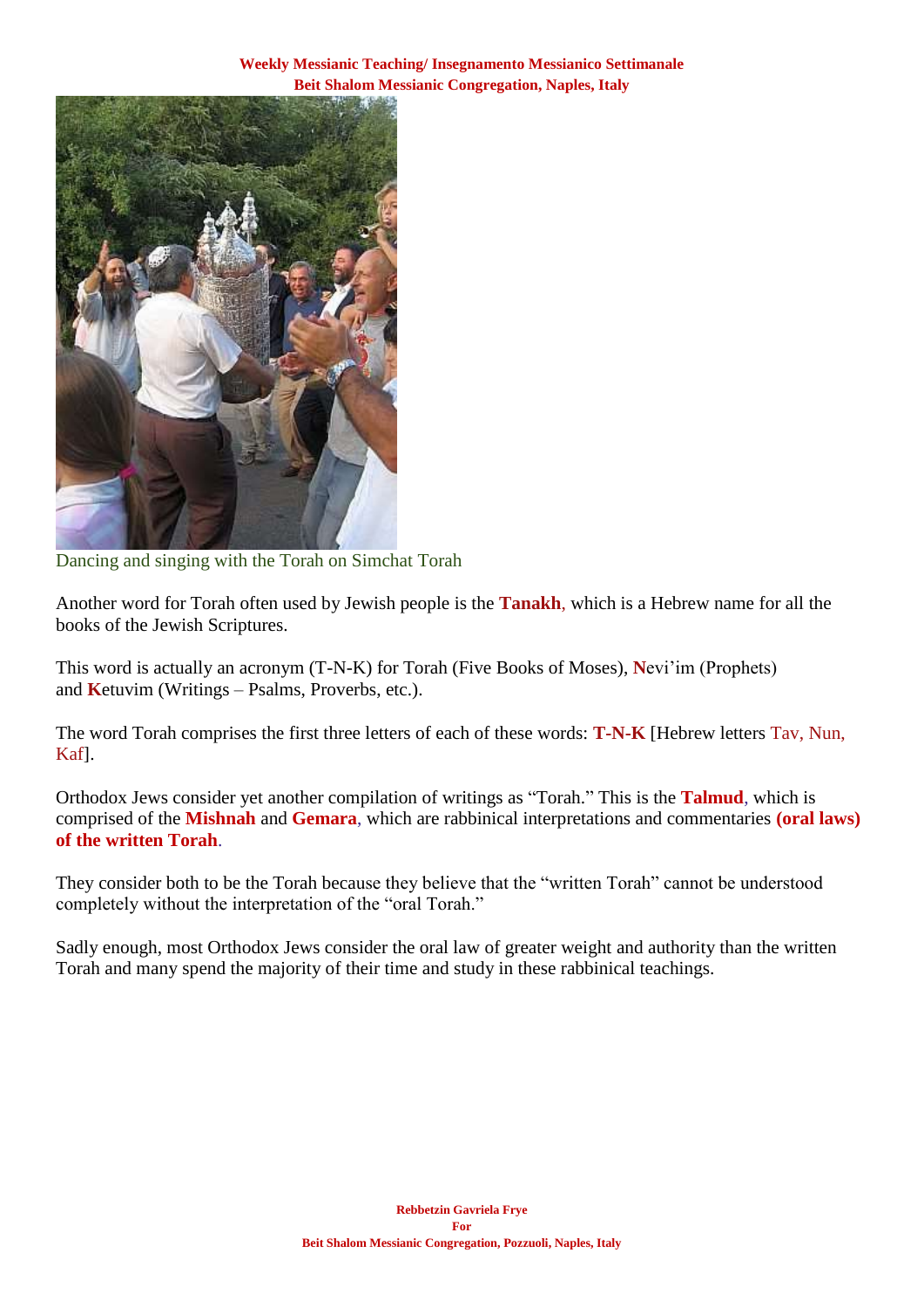Dancing and singing with the Torah on Simchat Torah

Another word for Torah often used by Jewish people is the **Tanakh**, which is a Hebrew name for all the books of the Jewish Scriptures.

This word is actually an acronym (T-N-K) for Torah (Five Books of Moses), **N**evi'im (Prophets) and **K**etuvim (Writings – Psalms, Proverbs, etc.).

The word Torah comprises the first three letters of each of these words: **T-N-K** [Hebrew letters Tav, Nun, Kaf].

Orthodox Jews consider yet another compilation of writings as "Torah." This is the **Talmud**, which is comprised of the **Mishnah** and **Gemara**, which are rabbinical interpretations and commentaries **(oral laws) of the written Torah**.

They consider both to be the Torah because they believe that the "written Torah" cannot be understood completely without the interpretation of the "oral Torah."

Sadly enough, most Orthodox Jews consider the oral law of greater weight and authority than the written Torah and many spend the majority of their time and study in these rabbinical teachings.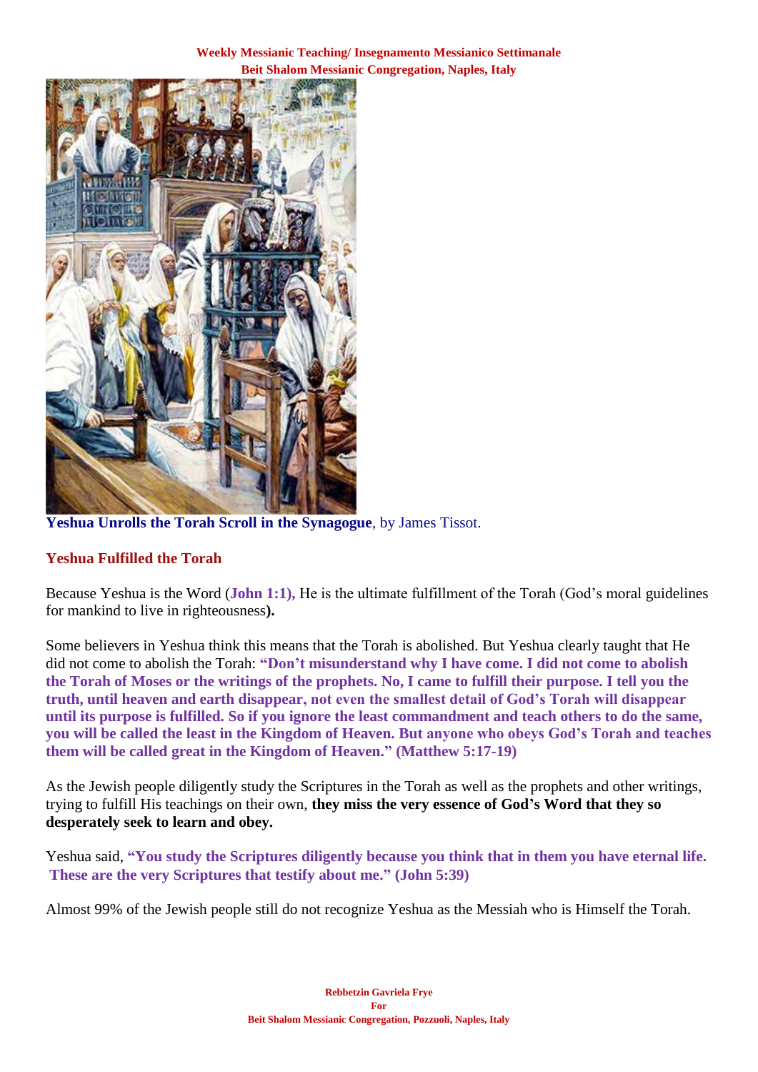**Yeshua Unrolls the Torah Scroll in the Synagogue**, by James Tissot.

## Yeshua Fulfilled the Torah

Because Yeshua is the Word (**John 1:1),** He is the ultimate fulfillment of the Torah (God's moral guidelines for mankind to live in righteousness**).**

Some believers in Yeshua think this means that the Torah is abolished. But Yeshua clearly taught that He did not come to abolish the Torah: **"Don't misunderstand why I have come. I did not come to abolish the Torah of Moses or the writings of the prophets. No, I came to fulfill their purpose. I tell you the truth, until heaven and earth disappear, not even the smallest detail of God's Torah will disappear until its purpose is fulfilled. So if you ignore the least commandment and teach others to do the same, you will be called the least in the Kingdom of Heaven. But anyone who obeys God's Torah and teaches them will be called great in the Kingdom of Heaven." (Matthew 5:17-19)**

As the Jewish people diligently study the Scriptures in the Torah as well as the prophets and other writings, trying to fulfill His teachings on their own, **they miss the very essence of God's Word that they so desperately seek to learn and obey.**

Yeshua said, **"You study the Scriptures diligently because you think that in them you have eternal life. These are the very Scriptures that testify about me." (John 5:39)**

Almost 99% of the Jewish people still do not recognize Yeshua as the Messiah who is Himself the Torah.

**Rebbetzin Gavriela Frye**
**For**
**Beit Shalom Messianic Congregation, Pozzuoli, Naples, Italy**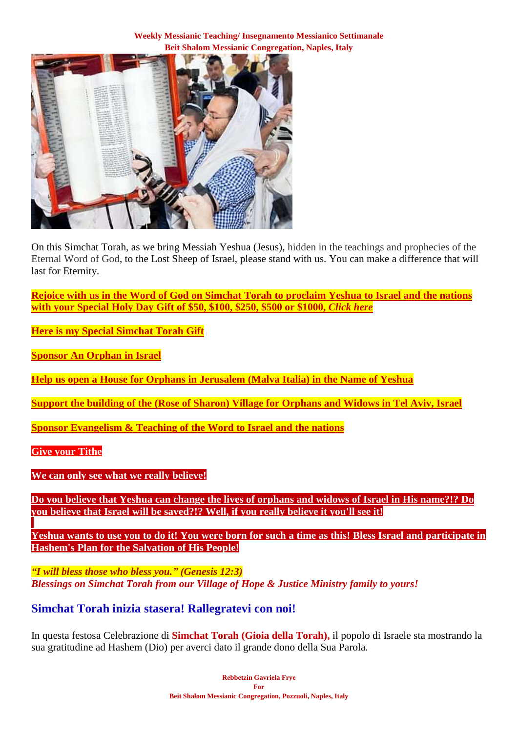**Weekly Messianic Teaching/ Insegnamento Messianico Settimanale**
**Beit Shalom Messianic Congregation, Naples, Italy**

On this Simchat Torah, as we bring Messiah Yeshua (Jesus), hidden in the teachings and prophecies of the Eternal Word of God, to the Lost Sheep of Israel, please stand with us. You can make a difference that will last for Eternity.

**Rejoice with us in the Word of God on Simchat Torah to proclaim Yeshua to Israel and the nations with your Special Holy Day Gift of $50, $100, $250, $500 or $1000, *Click here***

**Here is my Special Simchat Torah Gift**

**Sponsor An Orphan in Israel**

**Help us open a House for Orphans in Jerusalem (Malva Italia) in the Name of Yeshua**

**Support the building of the (Rose of Sharon) Village for Orphans and Widows in Tel Aviv, Israel**

**Sponsor Evangelism & Teaching of the Word to Israel and the nations**

**Give your Tithe**

**We can only see what we really believe!**

**Do you believe that Yeshua can change the lives of orphans and widows of Israel in His name?!? Do you believe that Israel will be saved?!? Well, if you really believe it you'll see it!**

**Yeshua wants to use you to do it! You were born for such a time as this! Bless Israel and participate in Hashem's Plan for the Salvation of His People!**

***"I will bless those who bless you." (Genesis 12:3)***
***Blessings on Simchat Torah from our Village of Hope & Justice Ministry family to yours!***

## Simchat Torah inizia stasera! Rallegratevi con noi!

In questa festosa Celebrazione di **Simchat Torah (Gioia della Torah),** il popolo di Israele sta mostrando la sua gratitudine ad Hashem (Dio) per averci dato il grande dono della Sua Parola.

**Rebbetzin Gavriela Frye**
**For**
**Beit Shalom Messianic Congregation, Pozzuoli, Naples, Italy**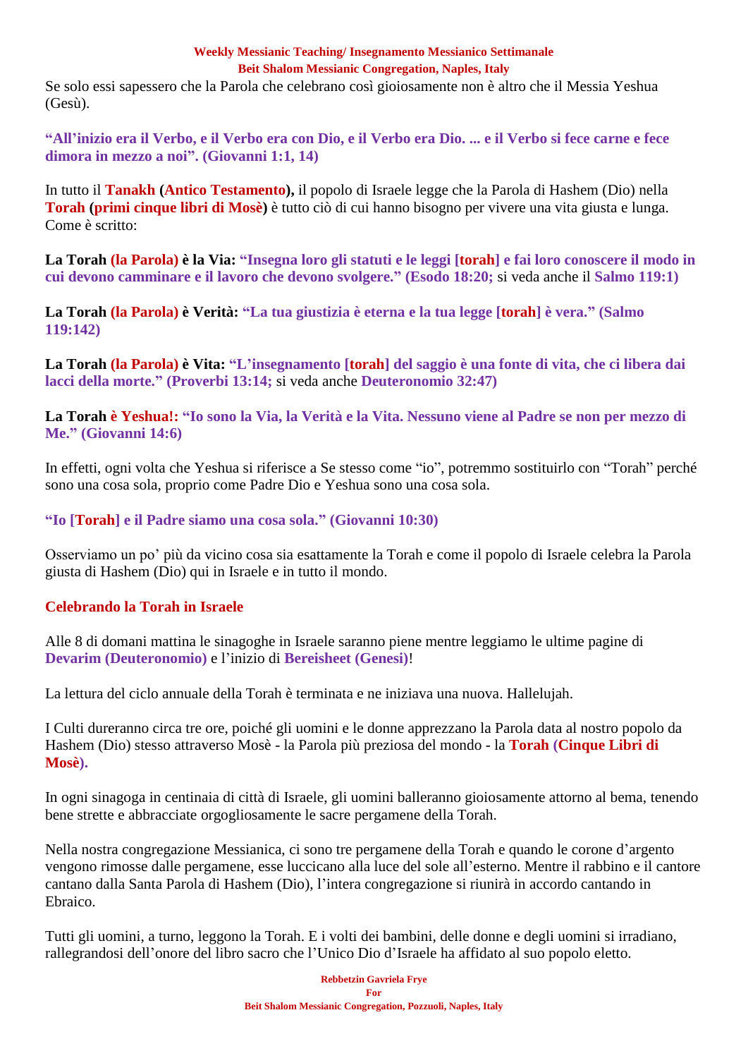Se solo essi sapessero che la Parola che celebrano così gioiosamente non è altro che il Messia Yeshua (Gesù).

**"All'inizio era il Verbo, e il Verbo era con Dio, e il Verbo era Dio. ... e il Verbo si fece carne e fece dimora in mezzo a noi". (Giovanni 1:1, 14)**

In tutto il **Tanakh (Antico Testamento),** il popolo di Israele legge che la Parola di Hashem (Dio) nella **Torah (primi cinque libri di Mosè)** è tutto ciò di cui hanno bisogno per vivere una vita giusta e lunga. Come è scritto:

**La Torah (la Parola) è la Via: "Insegna loro gli statuti e le leggi [torah] e fai loro conoscere il modo in cui devono camminare e il lavoro che devono svolgere." (Esodo 18:20;** si veda anche il **Salmo 119:1)**

**La Torah (la Parola) è Verità: "La tua giustizia è eterna e la tua legge [torah] è vera." (Salmo 119:142)**

**La Torah (la Parola) è Vita: "L'insegnamento [torah] del saggio è una fonte di vita, che ci libera dai lacci della morte." (Proverbi 13:14;** si veda anche **Deuteronomio 32:47)**

**La Torah è Yeshua!: "Io sono la Via, la Verità e la Vita. Nessuno viene al Padre se non per mezzo di Me." (Giovanni 14:6)**

In effetti, ogni volta che Yeshua si riferisce a Se stesso come "io", potremmo sostituirlo con "Torah" perché sono una cosa sola, proprio come Padre Dio e Yeshua sono una cosa sola.

**"Io [Torah] e il Padre siamo una cosa sola." (Giovanni 10:30)**

Osserviamo un po' più da vicino cosa sia esattamente la Torah e come il popolo di Israele celebra la Parola giusta di Hashem (Dio) qui in Israele e in tutto il mondo.

## Celebrando la Torah in Israele

Alle 8 di domani mattina le sinagoghe in Israele saranno piene mentre leggiamo le ultime pagine di **Devarim (Deuteronomio)** e l'inizio di **Bereisheet (Genesi)**!

La lettura del ciclo annuale della Torah è terminata e ne iniziava una nuova. Hallelujah.

I Culti dureranno circa tre ore, poiché gli uomini e le donne apprezzano la Parola data al nostro popolo da Hashem (Dio) stesso attraverso Mosè - la Parola più preziosa del mondo - la **Torah (Cinque Libri di Mosè).**

In ogni sinagoga in centinaia di città di Israele, gli uomini balleranno gioiosamente attorno al bema, tenendo bene strette e abbracciate orgogliosamente le sacre pergamene della Torah.

Nella nostra congregazione Messianica, ci sono tre pergamene della Torah e quando le corone d'argento vengono rimosse dalle pergamene, esse luccicano alla luce del sole all'esterno. Mentre il rabbino e il cantore cantano dalla Santa Parola di Hashem (Dio), l'intera congregazione si riunirà in accordo cantando in Ebraico.

Tutti gli uomini, a turno, leggono la Torah. E i volti dei bambini, delle donne e degli uomini si irradiano, rallegrandosi dell'onore del libro sacro che l'Unico Dio d'Israele ha affidato al suo popolo eletto.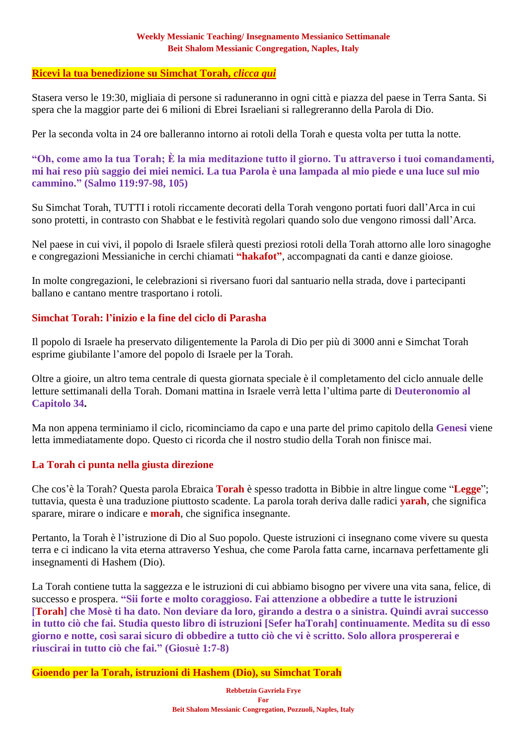**Weekly Messianic Teaching/ Insegnamento Messianico Settimanale**
**Beit Shalom Messianic Congregation, Naples, Italy**

**Ricevi la tua benedizione su Simchat Torah, *clicca qui***

Stasera verso le 19:30, migliaia di persone si raduneranno in ogni città e piazza del paese in Terra Santa. Si spera che la maggior parte dei 6 milioni di Ebrei Israeliani si rallegreranno della Parola di Dio.

Per la seconda volta in 24 ore balleranno intorno ai rotoli della Torah e questa volta per tutta la notte.

**"Oh, come amo la tua Torah; È la mia meditazione tutto il giorno. Tu attraverso i tuoi comandamenti, mi hai reso più saggio dei miei nemici. La tua Parola è una lampada al mio piede e una luce sul mio cammino." (Salmo 119:97-98, 105)**

Su Simchat Torah, TUTTI i rotoli riccamente decorati della Torah vengono portati fuori dall'Arca in cui sono protetti, in contrasto con Shabbat e le festività regolari quando solo due vengono rimossi dall'Arca.

Nel paese in cui vivi, il popolo di Israele sfilerà questi preziosi rotoli della Torah attorno alle loro sinagoghe e congregazioni Messianiche in cerchi chiamati **"hakafot"**, accompagnati da canti e danze gioiose.

In molte congregazioni, le celebrazioni si riversano fuori dal santuario nella strada, dove i partecipanti ballano e cantano mentre trasportano i rotoli.

## Simchat Torah: l'inizio e la fine del ciclo di Parasha

Il popolo di Israele ha preservato diligentemente la Parola di Dio per più di 3000 anni e Simchat Torah esprime giubilante l'amore del popolo di Israele per la Torah.

Oltre a gioire, un altro tema centrale di questa giornata speciale è il completamento del ciclo annuale delle letture settimanali della Torah. Domani mattina in Israele verrà letta l'ultima parte di **Deuteronomio al Capitolo 34.**

Ma non appena terminiamo il ciclo, ricominciamo da capo e una parte del primo capitolo della **Genesi** viene letta immediatamente dopo. Questo ci ricorda che il nostro studio della Torah non finisce mai.

## La Torah ci punta nella giusta direzione

Che cos'è la Torah? Questa parola Ebraica **Torah** è spesso tradotta in Bibbie in altre lingue come "**Legge**"; tuttavia, questa è una traduzione piuttosto scadente. La parola torah deriva dalle radici **yarah**, che significa sparare, mirare o indicare e **morah**, che significa insegnante.

Pertanto, la Torah è l'istruzione di Dio al Suo popolo. Queste istruzioni ci insegnano come vivere su questa terra e ci indicano la vita eterna attraverso Yeshua, che come Parola fatta carne, incarnava perfettamente gli insegnamenti di Hashem (Dio).

La Torah contiene tutta la saggezza e le istruzioni di cui abbiamo bisogno per vivere una vita sana, felice, di successo e prospera. **"Sii forte e molto coraggioso. Fai attenzione a obbedire a tutte le istruzioni [Torah] che Mosè ti ha dato. Non deviare da loro, girando a destra o a sinistra. Quindi avrai successo in tutto ciò che fai. Studia questo libro di istruzioni [Sefer haTorah] continuamente. Medita su di esso giorno e notte, così sarai sicuro di obbedire a tutto ciò che vi è scritto. Solo allora prospererai e riuscirai in tutto ciò che fai." (Giosuè 1:7-8)**

**Gioendo per la Torah, istruzioni di Hashem (Dio), su Simchat Torah**

**Rebbetzin Gavriela Frye**
**For**
**Beit Shalom Messianic Congregation, Pozzuoli, Naples, Italy**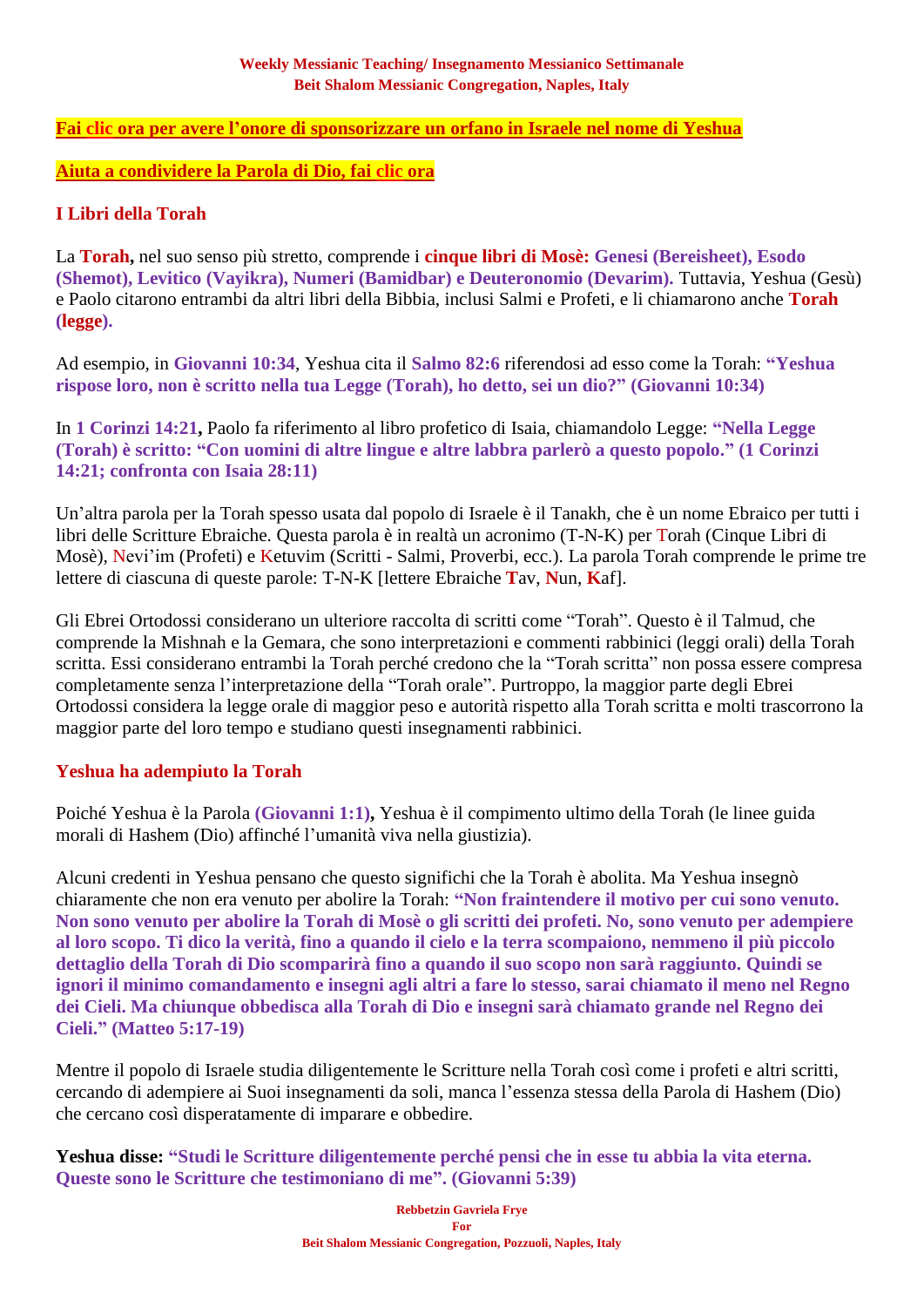**Fai clic ora per avere l'onore di sponsorizzare un orfano in Israele nel nome di Yeshua**

**Aiuta a condividere la Parola di Dio, fai clic ora**

## I Libri della Torah

La **Torah,** nel suo senso più stretto, comprende i **cinque libri di Mosè: Genesi (Bereisheet), Esodo (Shemot), Levitico (Vayikra), Numeri (Bamidbar) e Deuteronomio (Devarim).** Tuttavia, Yeshua (Gesù) e Paolo citarono entrambi da altri libri della Bibbia, inclusi Salmi e Profeti, e li chiamarono anche **Torah (legge).**

Ad esempio, in **Giovanni 10:34**, Yeshua cita il **Salmo 82:6** riferendosi ad esso come la Torah: **"Yeshua rispose loro, non è scritto nella tua Legge (Torah), ho detto, sei un dio?" (Giovanni 10:34)**

In **1 Corinzi 14:21,** Paolo fa riferimento al libro profetico di Isaia, chiamandolo Legge: **"Nella Legge (Torah) è scritto: "Con uomini di altre lingue e altre labbra parlerò a questo popolo." (1 Corinzi 14:21; confronta con Isaia 28:11)**

Un'altra parola per la Torah spesso usata dal popolo di Israele è il Tanakh, che è un nome Ebraico per tutti i libri delle Scritture Ebraiche. Questa parola è in realtà un acronimo (T-N-K) per Torah (Cinque Libri di Mosè), Nevi'im (Profeti) e Ketuvim (Scritti - Salmi, Proverbi, ecc.). La parola Torah comprende le prime tre lettere di ciascuna di queste parole: T-N-K [lettere Ebraiche **T**av, **N**un, **K**af].

Gli Ebrei Ortodossi considerano un ulteriore raccolta di scritti come "Torah". Questo è il Talmud, che comprende la Mishnah e la Gemara, che sono interpretazioni e commenti rabbinici (leggi orali) della Torah scritta. Essi considerano entrambi la Torah perché credono che la "Torah scritta" non possa essere compresa completamente senza l'interpretazione della "Torah orale". Purtroppo, la maggior parte degli Ebrei Ortodossi considera la legge orale di maggior peso e autorità rispetto alla Torah scritta e molti trascorrono la maggior parte del loro tempo e studiano questi insegnamenti rabbinici.

## Yeshua ha adempiuto la Torah

Poiché Yeshua è la Parola **(Giovanni 1:1),** Yeshua è il compimento ultimo della Torah (le linee guida morali di Hashem (Dio) affinché l'umanità viva nella giustizia).

Alcuni credenti in Yeshua pensano che questo significhi che la Torah è abolita. Ma Yeshua insegnò chiaramente che non era venuto per abolire la Torah: **"Non fraintendere il motivo per cui sono venuto. Non sono venuto per abolire la Torah di Mosè o gli scritti dei profeti. No, sono venuto per adempiere al loro scopo. Ti dico la verità, fino a quando il cielo e la terra scompaiono, nemmeno il più piccolo dettaglio della Torah di Dio scomparirà fino a quando il suo scopo non sarà raggiunto. Quindi se ignori il minimo comandamento e insegni agli altri a fare lo stesso, sarai chiamato il meno nel Regno dei Cieli. Ma chiunque obbedisca alla Torah di Dio e insegni sarà chiamato grande nel Regno dei Cieli." (Matteo 5:17-19)**

Mentre il popolo di Israele studia diligentemente le Scritture nella Torah così come i profeti e altri scritti, cercando di adempiere ai Suoi insegnamenti da soli, manca l'essenza stessa della Parola di Hashem (Dio) che cercano così disperatamente di imparare e obbedire.

**Yeshua disse: "Studi le Scritture diligentemente perché pensi che in esse tu abbia la vita eterna. Queste sono le Scritture che testimoniano di me". (Giovanni 5:39)**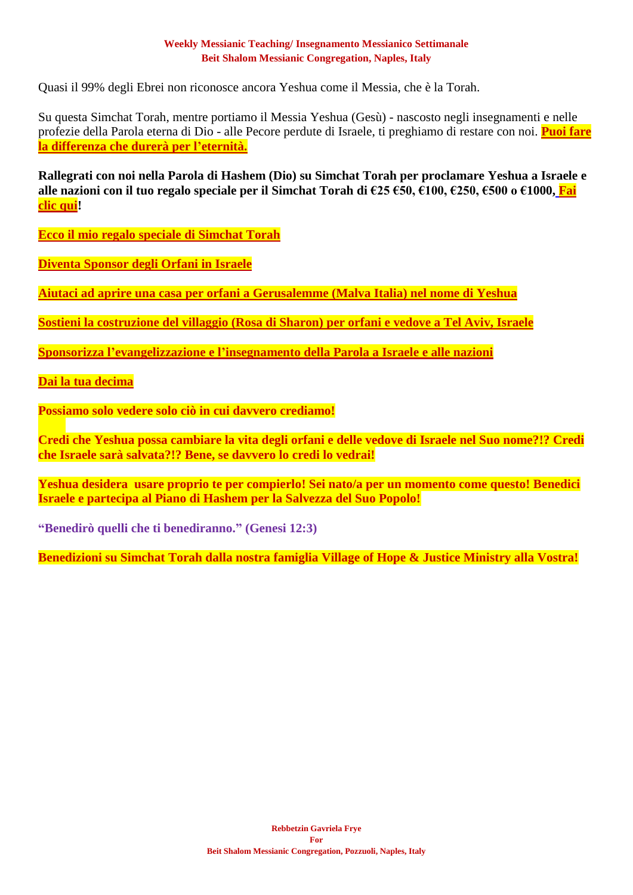**Weekly Messianic Teaching/ Insegnamento Messianico Settimanale**
**Beit Shalom Messianic Congregation, Naples, Italy**

Quasi il 99% degli Ebrei non riconosce ancora Yeshua come il Messia, che è la Torah.

Su questa Simchat Torah, mentre portiamo il Messia Yeshua (Gesù) - nascosto negli insegnamenti e nelle profezie della Parola eterna di Dio - alle Pecore perdute di Israele, ti preghiamo di restare con noi. **Puoi fare la differenza che durerà per l'eternità.**

**Rallegrati con noi nella Parola di Hashem (Dio) su Simchat Torah per proclamare Yeshua a Israele e alle nazioni con il tuo regalo speciale per il Simchat Torah di €25 €50, €100, €250, €500 o €1000, Fai clic qui!**

**Ecco il mio regalo speciale di Simchat Torah**

**Diventa Sponsor degli Orfani in Israele**

**Aiutaci ad aprire una casa per orfani a Gerusalemme (Malva Italia) nel nome di Yeshua**

**Sostieni la costruzione del villaggio (Rosa di Sharon) per orfani e vedove a Tel Aviv, Israele**

**Sponsorizza l'evangelizzazione e l'insegnamento della Parola a Israele e alle nazioni**

**Dai la tua decima**

**Possiamo solo vedere solo ciò in cui davvero crediamo!**

**Credi che Yeshua possa cambiare la vita degli orfani e delle vedove di Israele nel Suo nome?!? Credi che Israele sarà salvata?!? Bene, se davvero lo credi lo vedrai!**

**Yeshua desidera usare proprio te per compierlo! Sei nato/a per un momento come questo! Benedici Israele e partecipa al Piano di Hashem per la Salvezza del Suo Popolo!**

**"Benedirò quelli che ti benediranno." (Genesi 12:3)**

**Benedizioni su Simchat Torah dalla nostra famiglia Village of Hope & Justice Ministry alla Vostra!**

**Rebbetzin Gavriela Frye**
**For**
**Beit Shalom Messianic Congregation, Pozzuoli, Naples, Italy**